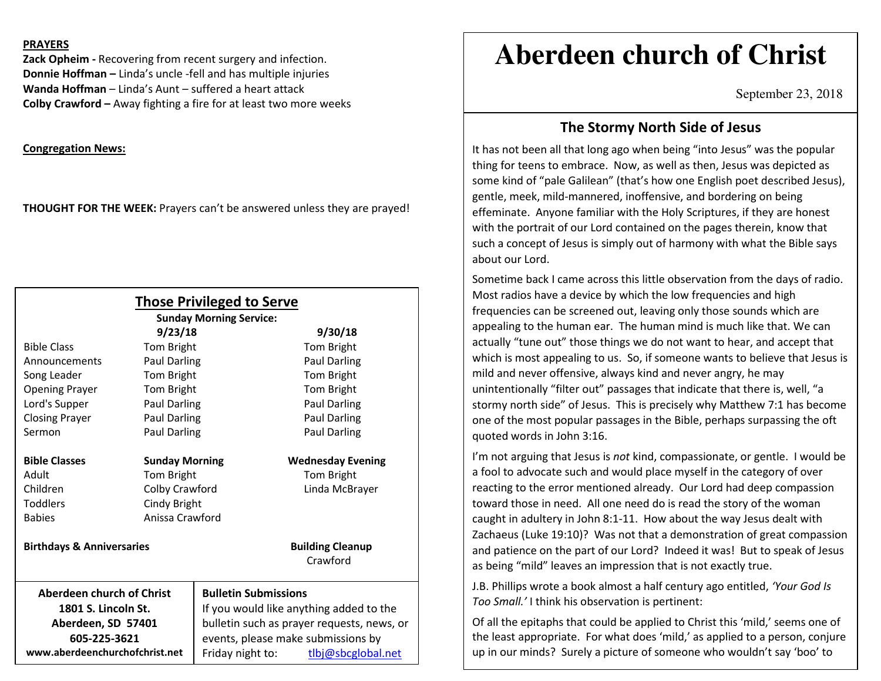**PRAYERS**

**Zack Opheim -** Recovering from recent surgery and infection.
**Donnie Hoffman –** Linda's uncle -fell and has multiple injuries
**Wanda Hoffman** – Linda's Aunt – suffered a heart attack
**Colby Crawford –** Away fighting a fire for at least two more weeks

**Congregation News:**

**THOUGHT FOR THE WEEK:** Prayers can't be answered unless they are prayed!

## Those Privileged to Serve

**Sunday Morning Service:**

| | **9/23/18** | **9/30/18** |
|---|---|---|
| Bible Class | Tom Bright | Tom Bright |
| Announcements | Paul Darling | Paul Darling |
| Song Leader | Tom Bright | Tom Bright |
| Opening Prayer | Tom Bright | Tom Bright |
| Lord's Supper | Paul Darling | Paul Darling |
| Closing Prayer | Paul Darling | Paul Darling |
| Sermon | Paul Darling | Paul Darling |

| **Bible Classes** | **Sunday Morning** | **Wednesday Evening** |
|---|---|---|
| Adult | Tom Bright | Tom Bright |
| Children | Colby Crawford | Linda McBrayer |
| Toddlers | Cindy Bright | |
| Babies | Anissa Crawford | |

**Birthdays & Anniversaries**

**Building Cleanup**
Crawford

**Aberdeen church of Christ**
**1801 S. Lincoln St.**
**Aberdeen, SD 57401**
**605-225-3621**
**www.aberdeenchurchofchrist.net**

**Bulletin Submissions**
If you would like anything added to the bulletin such as prayer requests, news, or events, please make submissions by Friday night to: tlbj@sbcglobal.net

# Aberdeen church of Christ

September 23, 2018

## The Stormy North Side of Jesus

It has not been all that long ago when being "into Jesus" was the popular thing for teens to embrace. Now, as well as then, Jesus was depicted as some kind of "pale Galilean" (that's how one English poet described Jesus), gentle, meek, mild-mannered, inoffensive, and bordering on being effeminate. Anyone familiar with the Holy Scriptures, if they are honest with the portrait of our Lord contained on the pages therein, know that such a concept of Jesus is simply out of harmony with what the Bible says about our Lord.

Sometime back I came across this little observation from the days of radio. Most radios have a device by which the low frequencies and high frequencies can be screened out, leaving only those sounds which are appealing to the human ear. The human mind is much like that. We can actually "tune out" those things we do not want to hear, and accept that which is most appealing to us. So, if someone wants to believe that Jesus is mild and never offensive, always kind and never angry, he may unintentionally "filter out" passages that indicate that there is, well, "a stormy north side" of Jesus. This is precisely why Matthew 7:1 has become one of the most popular passages in the Bible, perhaps surpassing the oft quoted words in John 3:16.

I'm not arguing that Jesus is *not* kind, compassionate, or gentle. I would be a fool to advocate such and would place myself in the category of over reacting to the error mentioned already. Our Lord had deep compassion toward those in need. All one need do is read the story of the woman caught in adultery in John 8:1-11. How about the way Jesus dealt with Zachaeus (Luke 19:10)? Was not that a demonstration of great compassion and patience on the part of our Lord? Indeed it was! But to speak of Jesus as being "mild" leaves an impression that is not exactly true.

J.B. Phillips wrote a book almost a half century ago entitled, *'Your God Is Too Small.'* I think his observation is pertinent:

Of all the epitaphs that could be applied to Christ this 'mild,' seems one of the least appropriate. For what does 'mild,' as applied to a person, conjure up in our minds? Surely a picture of someone who wouldn't say 'boo' to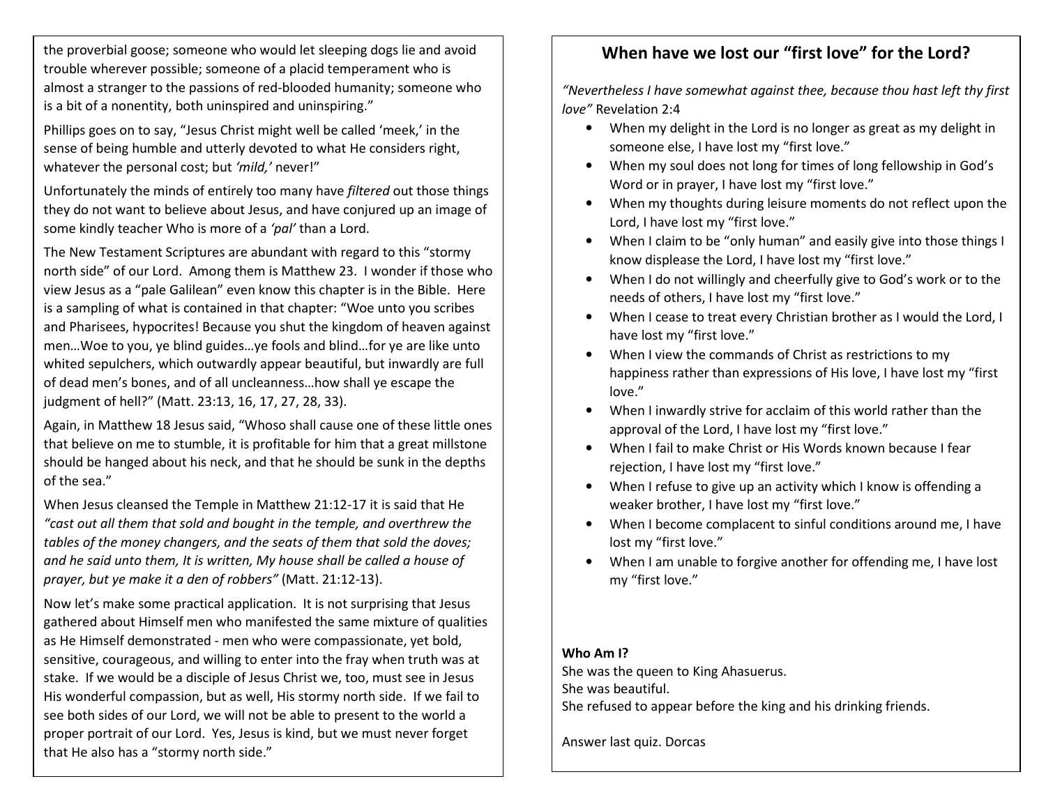the proverbial goose; someone who would let sleeping dogs lie and avoid trouble wherever possible; someone of a placid temperament who is almost a stranger to the passions of red-blooded humanity; someone who is a bit of a nonentity, both uninspired and uninspiring."

Phillips goes on to say, "Jesus Christ might well be called 'meek,' in the sense of being humble and utterly devoted to what He considers right, whatever the personal cost; but *'mild,'* never!"

Unfortunately the minds of entirely too many have *filtered* out those things they do not want to believe about Jesus, and have conjured up an image of some kindly teacher Who is more of a *'pal'* than a Lord.

The New Testament Scriptures are abundant with regard to this "stormy north side" of our Lord. Among them is Matthew 23. I wonder if those who view Jesus as a "pale Galilean" even know this chapter is in the Bible. Here is a sampling of what is contained in that chapter: "Woe unto you scribes and Pharisees, hypocrites! Because you shut the kingdom of heaven against men…Woe to you, ye blind guides…ye fools and blind…for ye are like unto whited sepulchers, which outwardly appear beautiful, but inwardly are full of dead men's bones, and of all uncleanness…how shall ye escape the judgment of hell?" (Matt. 23:13, 16, 17, 27, 28, 33).

Again, in Matthew 18 Jesus said, "Whoso shall cause one of these little ones that believe on me to stumble, it is profitable for him that a great millstone should be hanged about his neck, and that he should be sunk in the depths of the sea."

When Jesus cleansed the Temple in Matthew 21:12-17 it is said that He *"cast out all them that sold and bought in the temple, and overthrew the tables of the money changers, and the seats of them that sold the doves; and he said unto them, It is written, My house shall be called a house of prayer, but ye make it a den of robbers"* (Matt. 21:12-13).

Now let's make some practical application. It is not surprising that Jesus gathered about Himself men who manifested the same mixture of qualities as He Himself demonstrated - men who were compassionate, yet bold, sensitive, courageous, and willing to enter into the fray when truth was at stake. If we would be a disciple of Jesus Christ we, too, must see in Jesus His wonderful compassion, but as well, His stormy north side. If we fail to see both sides of our Lord, we will not be able to present to the world a proper portrait of our Lord. Yes, Jesus is kind, but we must never forget that He also has a "stormy north side."

## When have we lost our "first love" for the Lord?

*"Nevertheless I have somewhat against thee, because thou hast left thy first love"* Revelation 2:4

- When my delight in the Lord is no longer as great as my delight in someone else, I have lost my "first love."
- When my soul does not long for times of long fellowship in God's Word or in prayer, I have lost my "first love."
- When my thoughts during leisure moments do not reflect upon the Lord, I have lost my "first love."
- When I claim to be "only human" and easily give into those things I know displease the Lord, I have lost my "first love."
- When I do not willingly and cheerfully give to God's work or to the needs of others, I have lost my "first love."
- When I cease to treat every Christian brother as I would the Lord, I have lost my "first love."
- When I view the commands of Christ as restrictions to my happiness rather than expressions of His love, I have lost my "first love."
- When I inwardly strive for acclaim of this world rather than the approval of the Lord, I have lost my "first love."
- When I fail to make Christ or His Words known because I fear rejection, I have lost my "first love."
- When I refuse to give up an activity which I know is offending a weaker brother, I have lost my "first love."
- When I become complacent to sinful conditions around me, I have lost my "first love."
- When I am unable to forgive another for offending me, I have lost my "first love."

**Who Am I?**

She was the queen to King Ahasuerus.
She was beautiful.
She refused to appear before the king and his drinking friends.

Answer last quiz. Dorcas